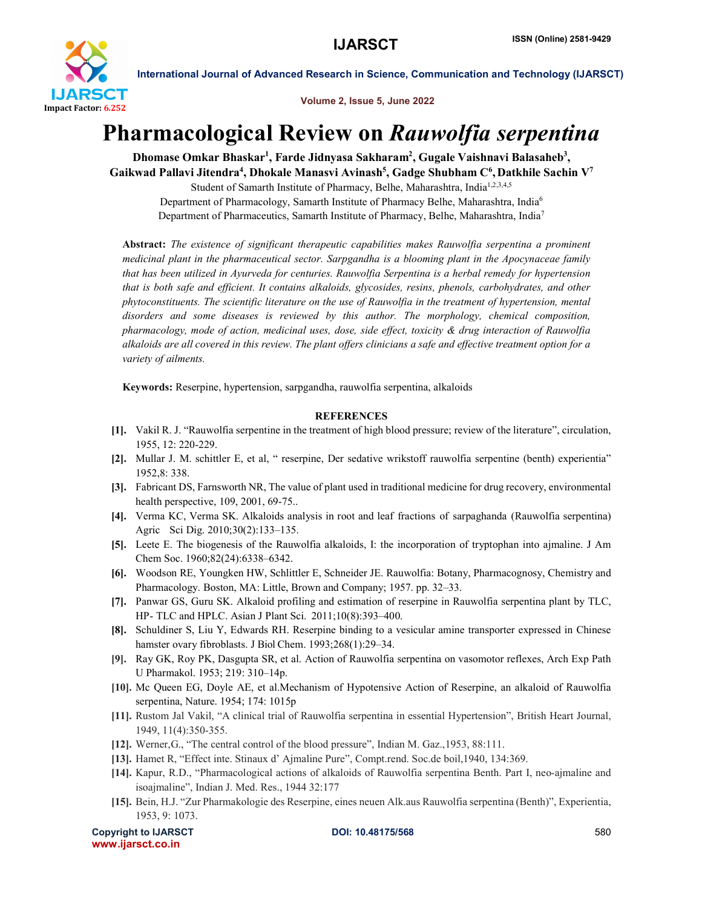# Pharmacological Review on *Rauwolfia serpentina*

**Dhomase Omkar Bhaskar[1], Farde Jidnyasa Sakharam[2], Gugale Vaishnavi Balasaheb[3], Gaikwad Pallavi Jitendra[4], Dhokale Manasvi Avinash[5], Gadge Shubham C[6], Datkhile Sachin V[7]**

Student of Samarth Institute of Pharmacy, Belhe, Maharashtra, India[1,2,3,4,5]

Department of Pharmacology, Samarth Institute of Pharmacy Belhe, Maharashtra, India[6]

Department of Pharmaceutics, Samarth Institute of Pharmacy, Belhe, Maharashtra, India[7]

**Abstract:** *The existence of significant therapeutic capabilities makes Rauwolfia serpentina a prominent medicinal plant in the pharmaceutical sector. Sarpgandha is a blooming plant in the Apocynaceae family that has been utilized in Ayurveda for centuries. Rauwolfia Serpentina is a herbal remedy for hypertension that is both safe and efficient. It contains alkaloids, glycosides, resins, phenols, carbohydrates, and other phytoconstituents. The scientific literature on the use of Rauwolfia in the treatment of hypertension, mental disorders and some diseases is reviewed by this author. The morphology, chemical composition, pharmacology, mode of action, medicinal uses, dose, side effect, toxicity & drug interaction of Rauwolfia alkaloids are all covered in this review. The plant offers clinicians a safe and effective treatment option for a variety of ailments.*

**Keywords:** Reserpine, hypertension, sarpgandha, rauwolfia serpentina, alkaloids

## REFERENCES

- [1]. Vakil R. J. "Rauwolfia serpentine in the treatment of high blood pressure; review of the literature", circulation, 1955, 12: 220-229.
- [2]. Mullar J. M. schittler E, et al, " reserpine, Der sedative wrikstoff rauwolfia serpentine (benth) experientia" 1952,8: 338.
- [3]. Fabricant DS, Farnsworth NR, The value of plant used in traditional medicine for drug recovery, environmental health perspective, 109, 2001, 69-75..
- [4]. Verma KC, Verma SK. Alkaloids analysis in root and leaf fractions of sarpaghanda (Rauwolfia serpentina) Agric Sci Dig. 2010;30(2):133–135.
- [5]. Leete E. The biogenesis of the Rauwolfia alkaloids, I: the incorporation of tryptophan into ajmaline. J Am Chem Soc. 1960;82(24):6338–6342.
- [6]. Woodson RE, Youngken HW, Schlittler E, Schneider JE. Rauwolfia: Botany, Pharmacognosy, Chemistry and Pharmacology. Boston, MA: Little, Brown and Company; 1957. pp. 32–33.
- [7]. Panwar GS, Guru SK. Alkaloid profiling and estimation of reserpine in Rauwolfia serpentina plant by TLC, HP- TLC and HPLC. Asian J Plant Sci. 2011;10(8):393–400.
- [8]. Schuldiner S, Liu Y, Edwards RH. Reserpine binding to a vesicular amine transporter expressed in Chinese hamster ovary fibroblasts. J Biol Chem. 1993;268(1):29–34.
- [9]. Ray GK, Roy PK, Dasgupta SR, et al. Action of Rauwolfia serpentina on vasomotor reflexes, Arch Exp Path U Pharmakol. 1953; 219: 310–14p.
- [10]. Mc Queen EG, Doyle AE, et al.Mechanism of Hypotensive Action of Reserpine, an alkaloid of Rauwolfia serpentina, Nature. 1954; 174: 1015p
- [11]. Rustom Jal Vakil, "A clinical trial of Rauwolfia serpentina in essential Hypertension", British Heart Journal, 1949, 11(4):350-355.
- [12]. Werner,G., "The central control of the blood pressure", Indian M. Gaz.,1953, 88:111.
- [13]. Hamet R, "Effect inte. Stinaux d' Ajmaline Pure", Compt.rend. Soc.de boil,1940, 134:369.
- [14]. Kapur, R.D., "Pharmacological actions of alkaloids of Rauwolfia serpentina Benth. Part I, neo-ajmaline and isoajmaline", Indian J. Med. Res., 1944 32:177
- [15]. Bein, H.J. "Zur Pharmakologie des Reserpine, eines neuen Alk.aus Rauwolfia serpentina (Benth)", Experientia, 1953, 9: 1073.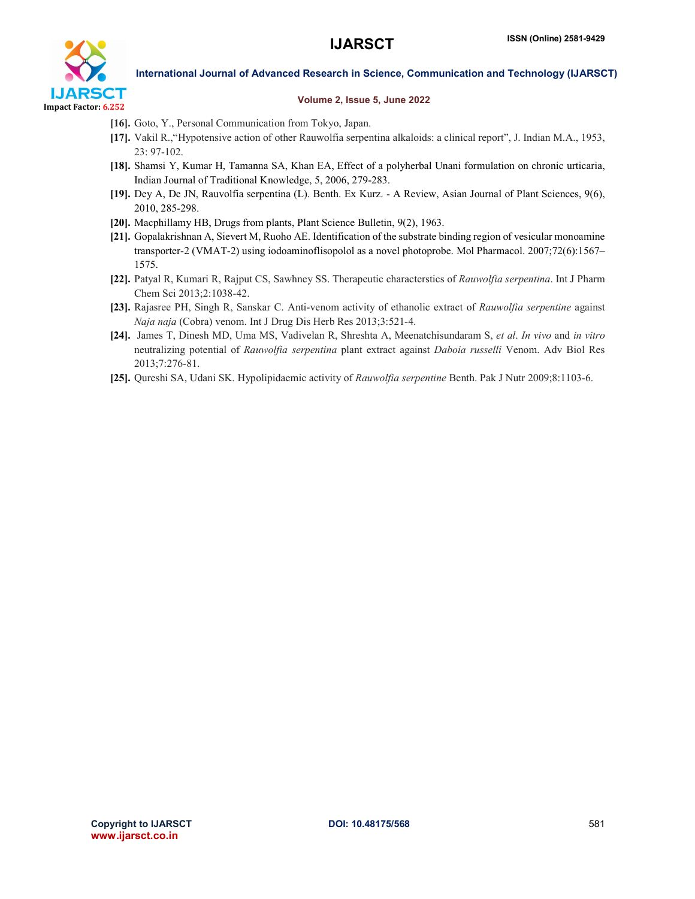[16]. Goto, Y., Personal Communication from Tokyo, Japan.

[17]. Vakil R.,"Hypotensive action of other Rauwolfia serpentina alkaloids: a clinical report", J. Indian M.A., 1953, 23: 97-102.

[18]. Shamsi Y, Kumar H, Tamanna SA, Khan EA, Effect of a polyherbal Unani formulation on chronic urticaria, Indian Journal of Traditional Knowledge, 5, 2006, 279-283.

[19]. Dey A, De JN, Rauvolfia serpentina (L). Benth. Ex Kurz. - A Review, Asian Journal of Plant Sciences, 9(6), 2010, 285-298.

[20]. Macphillamy HB, Drugs from plants, Plant Science Bulletin, 9(2), 1963.

[21]. Gopalakrishnan A, Sievert M, Ruoho AE. Identification of the substrate binding region of vesicular monoamine transporter-2 (VMAT-2) using iodoaminoflisopolol as a novel photoprobe. Mol Pharmacol. 2007;72(6):1567–1575.

[22]. Patyal R, Kumari R, Rajput CS, Sawhney SS. Therapeutic characterstics of *Rauwolfia serpentina*. Int J Pharm Chem Sci 2013;2:1038-42.

[23]. Rajasree PH, Singh R, Sanskar C. Anti-venom activity of ethanolic extract of *Rauwolfia serpentine* against *Naja naja* (Cobra) venom. Int J Drug Dis Herb Res 2013;3:521-4.

[24]. James T, Dinesh MD, Uma MS, Vadivelan R, Shreshta A, Meenatchisundaram S, *et al*. *In vivo* and *in vitro* neutralizing potential of *Rauwolfia serpentina* plant extract against *Daboia russelli* Venom. Adv Biol Res 2013;7:276-81.

[25]. Qureshi SA, Udani SK. Hypolipidaemic activity of *Rauwolfia serpentine* Benth. Pak J Nutr 2009;8:1103-6.